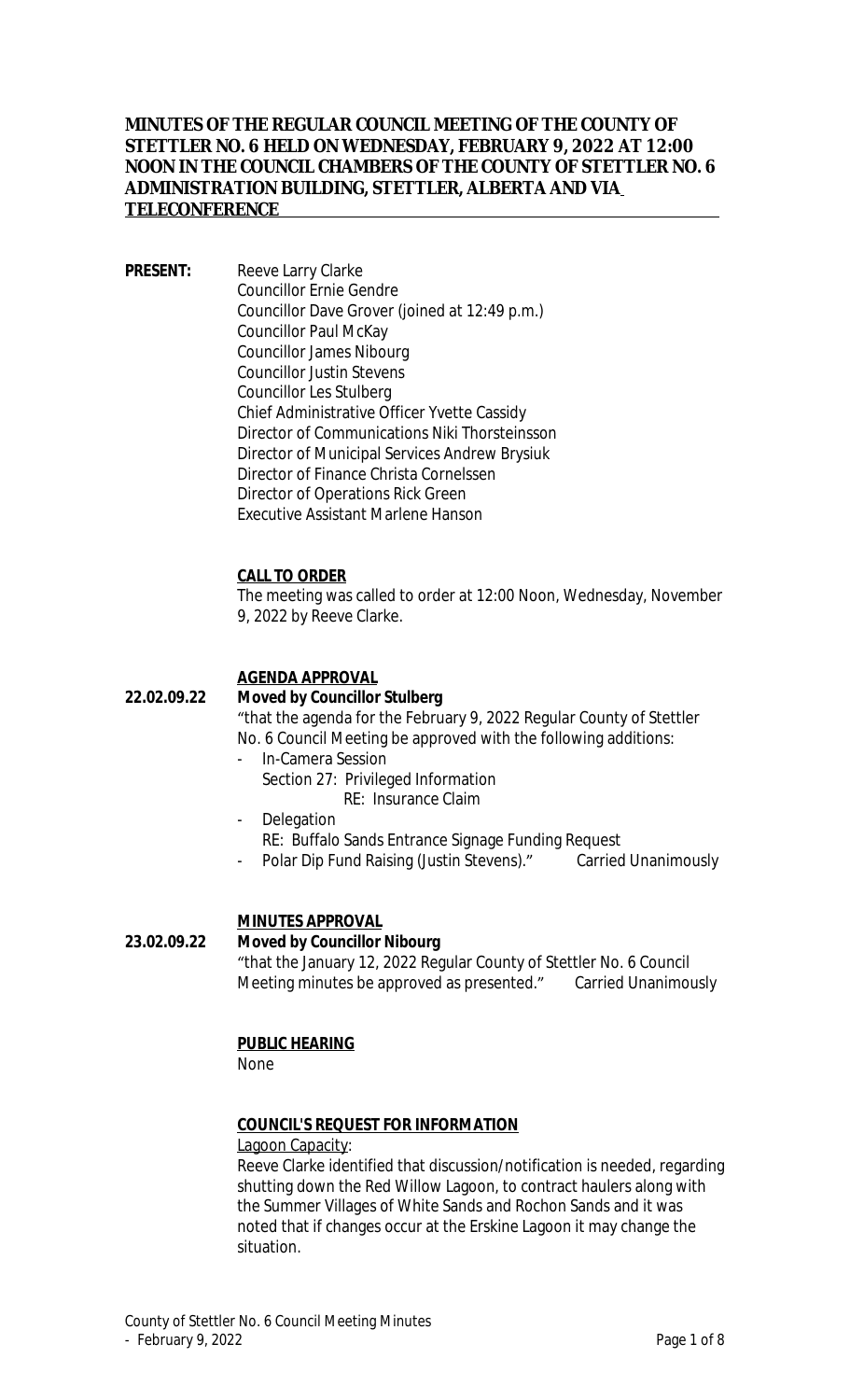# MINUTES OF THE REGULAR COUNCIL MEETING OF THE COUNTY OF STETTLER NO. 6 HELD ON WEDNESDAY, FEBRUARY 9, 2022 AT 12:00 NOON IN THE COUNCIL CHAMBERS OF THE COUNTY OF STETTLER NO. 6 ADMINISTRATION BUILDING, STETTLER, ALBERTA AND VIA TELECONFERENCE

**PRESENT:**

Reeve Larry Clarke
Councillor Ernie Gendre
Councillor Dave Grover (joined at 12:49 p.m.)
Councillor Paul McKay
Councillor James Nibourg
Councillor Justin Stevens
Councillor Les Stulberg
Chief Administrative Officer Yvette Cassidy
Director of Communications Niki Thorsteinsson
Director of Municipal Services Andrew Brysiuk
Director of Finance Christa Cornelssen
Director of Operations Rick Green
Executive Assistant Marlene Hanson

## CALL TO ORDER

The meeting was called to order at 12:00 Noon, Wednesday, November 9, 2022 by Reeve Clarke.

## AGENDA APPROVAL

**22.02.09.22** **Moved by Councillor Stulberg**

"that the agenda for the February 9, 2022 Regular County of Stettler No. 6 Council Meeting be approved with the following additions:

- In-Camera Session
  Section 27: Privileged Information
  RE: Insurance Claim
- Delegation
  RE: Buffalo Sands Entrance Signage Funding Request
- Polar Dip Fund Raising (Justin Stevens)." Carried Unanimously

## MINUTES APPROVAL

**23.02.09.22** **Moved by Councillor Nibourg**

"that the January 12, 2022 Regular County of Stettler No. 6 Council Meeting minutes be approved as presented." Carried Unanimously

## PUBLIC HEARING

None

## COUNCIL'S REQUEST FOR INFORMATION

Lagoon Capacity:

Reeve Clarke identified that discussion/notification is needed, regarding shutting down the Red Willow Lagoon, to contract haulers along with the Summer Villages of White Sands and Rochon Sands and it was noted that if changes occur at the Erskine Lagoon it may change the situation.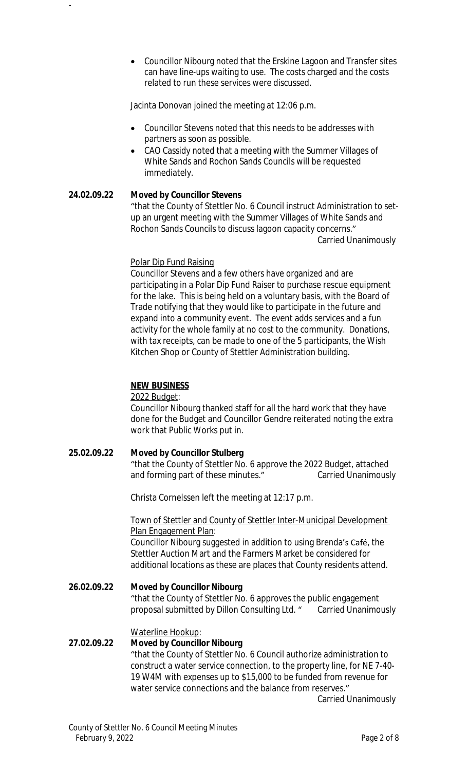- Councillor Nibourg noted that the Erskine Lagoon and Transfer sites can have line-ups waiting to use. The costs charged and the costs related to run these services were discussed.

Jacinta Donovan joined the meeting at 12:06 p.m.

- Councillor Stevens noted that this needs to be addresses with partners as soon as possible.
- CAO Cassidy noted that a meeting with the Summer Villages of White Sands and Rochon Sands Councils will be requested immediately.

**24.02.09.22** **Moved by Councillor Stevens**
"that the County of Stettler No. 6 Council instruct Administration to set-up an urgent meeting with the Summer Villages of White Sands and Rochon Sands Councils to discuss lagoon capacity concerns."
Carried Unanimously

Polar Dip Fund Raising
Councillor Stevens and a few others have organized and are participating in a Polar Dip Fund Raiser to purchase rescue equipment for the lake. This is being held on a voluntary basis, with the Board of Trade notifying that they would like to participate in the future and expand into a community event. The event adds services and a fun activity for the whole family at no cost to the community. Donations, with tax receipts, can be made to one of the 5 participants, the Wish Kitchen Shop or County of Stettler Administration building.

**NEW BUSINESS**

2022 Budget:
Councillor Nibourg thanked staff for all the hard work that they have done for the Budget and Councillor Gendre reiterated noting the extra work that Public Works put in.

**25.02.09.22** **Moved by Councillor Stulberg**
"that the County of Stettler No. 6 approve the 2022 Budget, attached and forming part of these minutes." Carried Unanimously

Christa Cornelssen left the meeting at 12:17 p.m.

Town of Stettler and County of Stettler Inter-Municipal Development Plan Engagement Plan:
Councillor Nibourg suggested in addition to using Brenda's Café, the Stettler Auction Mart and the Farmers Market be considered for additional locations as these are places that County residents attend.

**26.02.09.22** **Moved by Councillor Nibourg**
"that the County of Stettler No. 6 approves the public engagement proposal submitted by Dillon Consulting Ltd. " Carried Unanimously

Waterline Hookup:

**27.02.09.22** **Moved by Councillor Nibourg**
"that the County of Stettler No. 6 Council authorize administration to construct a water service connection, to the property line, for NE 7-40-19 W4M with expenses up to $15,000 to be funded from revenue for water service connections and the balance from reserves."
Carried Unanimously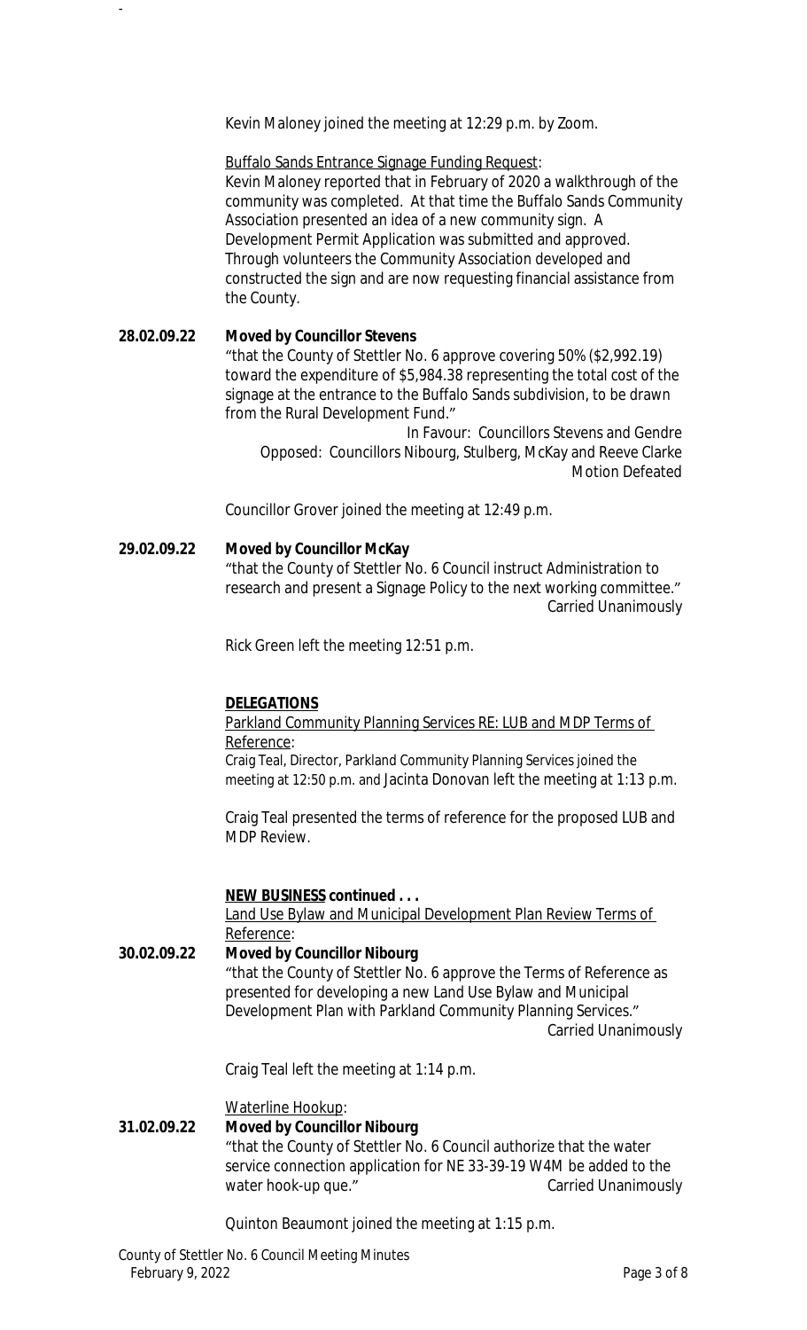Kevin Maloney joined the meeting at 12:29 p.m. by Zoom.

Buffalo Sands Entrance Signage Funding Request:
Kevin Maloney reported that in February of 2020 a walkthrough of the community was completed. At that time the Buffalo Sands Community Association presented an idea of a new community sign. A Development Permit Application was submitted and approved. Through volunteers the Community Association developed and constructed the sign and are now requesting financial assistance from the County.

**28.02.09.22 Moved by Councillor Stevens**
"that the County of Stettler No. 6 approve covering 50% ($2,992.19) toward the expenditure of $5,984.38 representing the total cost of the signage at the entrance to the Buffalo Sands subdivision, to be drawn from the Rural Development Fund."

In Favour: Councillors Stevens and Gendre
Opposed: Councillors Nibourg, Stulberg, McKay and Reeve Clarke
Motion Defeated

Councillor Grover joined the meeting at 12:49 p.m.

**29.02.09.22 Moved by Councillor McKay**
"that the County of Stettler No. 6 Council instruct Administration to research and present a Signage Policy to the next working committee."
Carried Unanimously

Rick Green left the meeting 12:51 p.m.

**DELEGATIONS**

Parkland Community Planning Services RE: LUB and MDP Terms of Reference:
Craig Teal, Director, Parkland Community Planning Services joined the meeting at 12:50 p.m. and Jacinta Donovan left the meeting at 1:13 p.m.

Craig Teal presented the terms of reference for the proposed LUB and MDP Review.

**NEW BUSINESS continued . . .**

Land Use Bylaw and Municipal Development Plan Review Terms of Reference:

**30.02.09.22 Moved by Councillor Nibourg**
"that the County of Stettler No. 6 approve the Terms of Reference as presented for developing a new Land Use Bylaw and Municipal Development Plan with Parkland Community Planning Services."
Carried Unanimously

Craig Teal left the meeting at 1:14 p.m.

Waterline Hookup:

**31.02.09.22 Moved by Councillor Nibourg**
"that the County of Stettler No. 6 Council authorize that the water service connection application for NE 33-39-19 W4M be added to the water hook-up que."
Carried Unanimously

Quinton Beaumont joined the meeting at 1:15 p.m.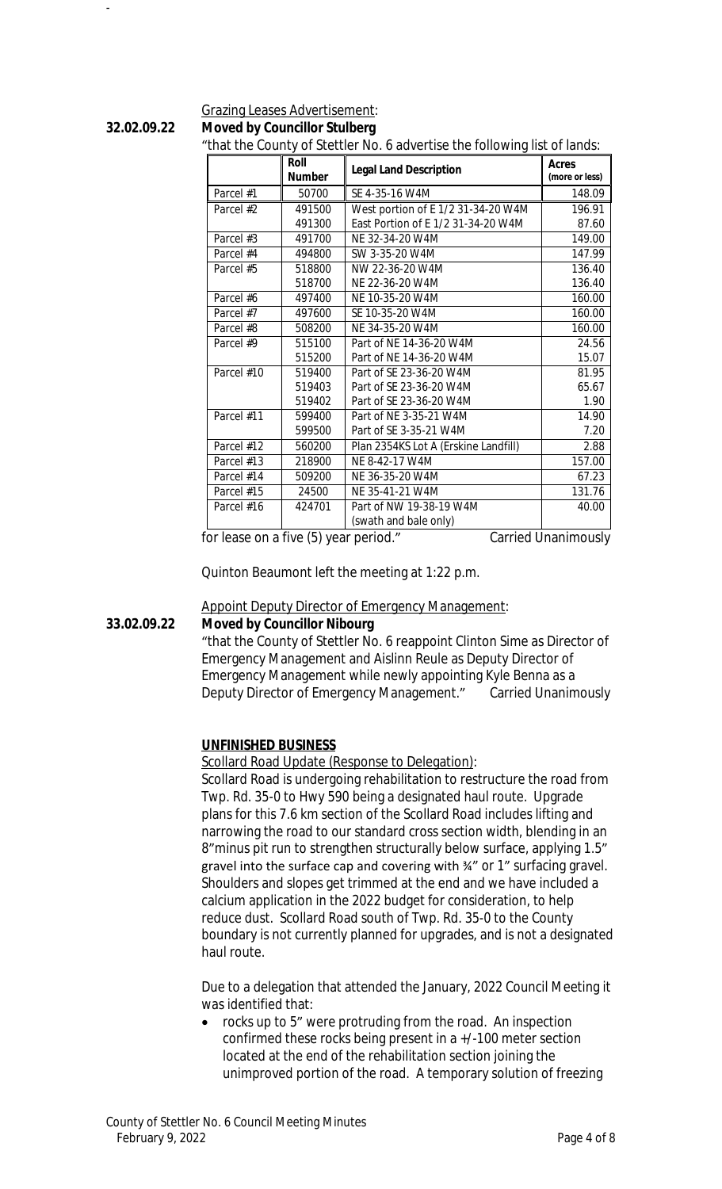Grazing Leases Advertisement:

**32.02.09.22 Moved by Councillor Stulberg**

"that the County of Stettler No. 6 advertise the following list of lands:

| | Roll Number | Legal Land Description | Acres (more or less) |
|---|---|---|---|
| Parcel #1 | 50700 | SE 4-35-16 W4M | 148.09 |
| Parcel #2 | 491500 | West portion of E 1/2 31-34-20 W4M | 196.91 |
| | 491300 | East Portion of E 1/2 31-34-20 W4M | 87.60 |
| Parcel #3 | 491700 | NE 32-34-20 W4M | 149.00 |
| Parcel #4 | 494800 | SW 3-35-20 W4M | 147.99 |
| Parcel #5 | 518800 | NW 22-36-20 W4M | 136.40 |
| | 518700 | NE 22-36-20 W4M | 136.40 |
| Parcel #6 | 497400 | NE 10-35-20 W4M | 160.00 |
| Parcel #7 | 497600 | SE 10-35-20 W4M | 160.00 |
| Parcel #8 | 508200 | NE 34-35-20 W4M | 160.00 |
| Parcel #9 | 515100 | Part of NE 14-36-20 W4M | 24.56 |
| | 515200 | Part of NE 14-36-20 W4M | 15.07 |
| Parcel #10 | 519400 | Part of SE 23-36-20 W4M | 81.95 |
| | 519403 | Part of SE 23-36-20 W4M | 65.67 |
| | 519402 | Part of SE 23-36-20 W4M | 1.90 |
| Parcel #11 | 599400 | Part of NE 3-35-21 W4M | 14.90 |
| | 599500 | Part of SE 3-35-21 W4M | 7.20 |
| Parcel #12 | 560200 | Plan 2354KS Lot A (Erskine Landfill) | 2.88 |
| Parcel #13 | 218900 | NE 8-42-17 W4M | 157.00 |
| Parcel #14 | 509200 | NE 36-35-20 W4M | 67.23 |
| Parcel #15 | 24500 | NE 35-41-21 W4M | 131.76 |
| Parcel #16 | 424701 | Part of NW 19-38-19 W4M (swath and bale only) | 40.00 |

for lease on a five (5) year period." Carried Unanimously

Quinton Beaumont left the meeting at 1:22 p.m.

Appoint Deputy Director of Emergency Management:

**33.02.09.22 Moved by Councillor Nibourg**

"that the County of Stettler No. 6 reappoint Clinton Sime as Director of Emergency Management and Aislinn Reule as Deputy Director of Emergency Management while newly appointing Kyle Benna as a Deputy Director of Emergency Management." Carried Unanimously

## UNFINISHED BUSINESS

Scollard Road Update (Response to Delegation):

Scollard Road is undergoing rehabilitation to restructure the road from Twp. Rd. 35-0 to Hwy 590 being a designated haul route. Upgrade plans for this 7.6 km section of the Scollard Road includes lifting and narrowing the road to our standard cross section width, blending in an 8"minus pit run to strengthen structurally below surface, applying 1.5" gravel into the surface cap and covering with ¾" or 1" surfacing gravel. Shoulders and slopes get trimmed at the end and we have included a calcium application in the 2022 budget for consideration, to help reduce dust. Scollard Road south of Twp. Rd. 35-0 to the County boundary is not currently planned for upgrades, and is not a designated haul route.

Due to a delegation that attended the January, 2022 Council Meeting it was identified that:

- rocks up to 5" were protruding from the road. An inspection confirmed these rocks being present in a +/-100 meter section located at the end of the rehabilitation section joining the unimproved portion of the road. A temporary solution of freezing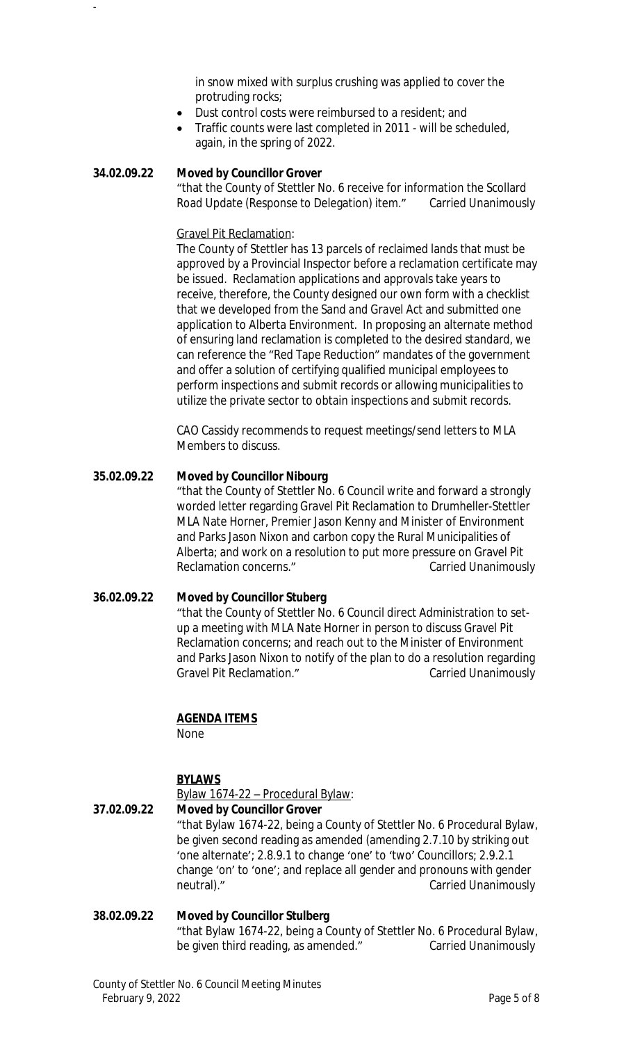in snow mixed with surplus crushing was applied to cover the protruding rocks;

- Dust control costs were reimbursed to a resident; and
- Traffic counts were last completed in 2011 - will be scheduled, again, in the spring of 2022.

**34.02.09.22 Moved by Councillor Grover**

"that the County of Stettler No. 6 receive for information the Scollard Road Update (Response to Delegation) item." Carried Unanimously

Gravel Pit Reclamation:

The County of Stettler has 13 parcels of reclaimed lands that must be approved by a Provincial Inspector before a reclamation certificate may be issued. Reclamation applications and approvals take years to receive, therefore, the County designed our own form with a checklist that we developed from the *Sand and Gravel Act* and submitted one application to Alberta Environment. In proposing an alternate method of ensuring land reclamation is completed to the desired standard, we can reference the "Red Tape Reduction" mandates of the government and offer a solution of certifying qualified municipal employees to perform inspections and submit records or allowing municipalities to utilize the private sector to obtain inspections and submit records.

CAO Cassidy recommends to request meetings/send letters to MLA Members to discuss.

**35.02.09.22 Moved by Councillor Nibourg**

"that the County of Stettler No. 6 Council write and forward a strongly worded letter regarding Gravel Pit Reclamation to Drumheller-Stettler MLA Nate Horner, Premier Jason Kenny and Minister of Environment and Parks Jason Nixon and carbon copy the Rural Municipalities of Alberta; and work on a resolution to put more pressure on Gravel Pit Reclamation concerns." Carried Unanimously

**36.02.09.22 Moved by Councillor Stuberg**

"that the County of Stettler No. 6 Council direct Administration to set-up a meeting with MLA Nate Horner in person to discuss Gravel Pit Reclamation concerns; and reach out to the Minister of Environment and Parks Jason Nixon to notify of the plan to do a resolution regarding Gravel Pit Reclamation." Carried Unanimously

**AGENDA ITEMS**

None

**BYLAWS**

Bylaw 1674-22 – Procedural Bylaw:

**37.02.09.22 Moved by Councillor Grover**

"that Bylaw 1674-22, being a County of Stettler No. 6 Procedural Bylaw, be given second reading as amended (amending 2.7.10 by striking out 'one alternate'; 2.8.9.1 to change 'one' to 'two' Councillors; 2.9.2.1 change 'on' to 'one'; and replace all gender and pronouns with gender neutral)." Carried Unanimously

**38.02.09.22 Moved by Councillor Stulberg**

"that Bylaw 1674-22, being a County of Stettler No. 6 Procedural Bylaw, be given third reading, as amended." Carried Unanimously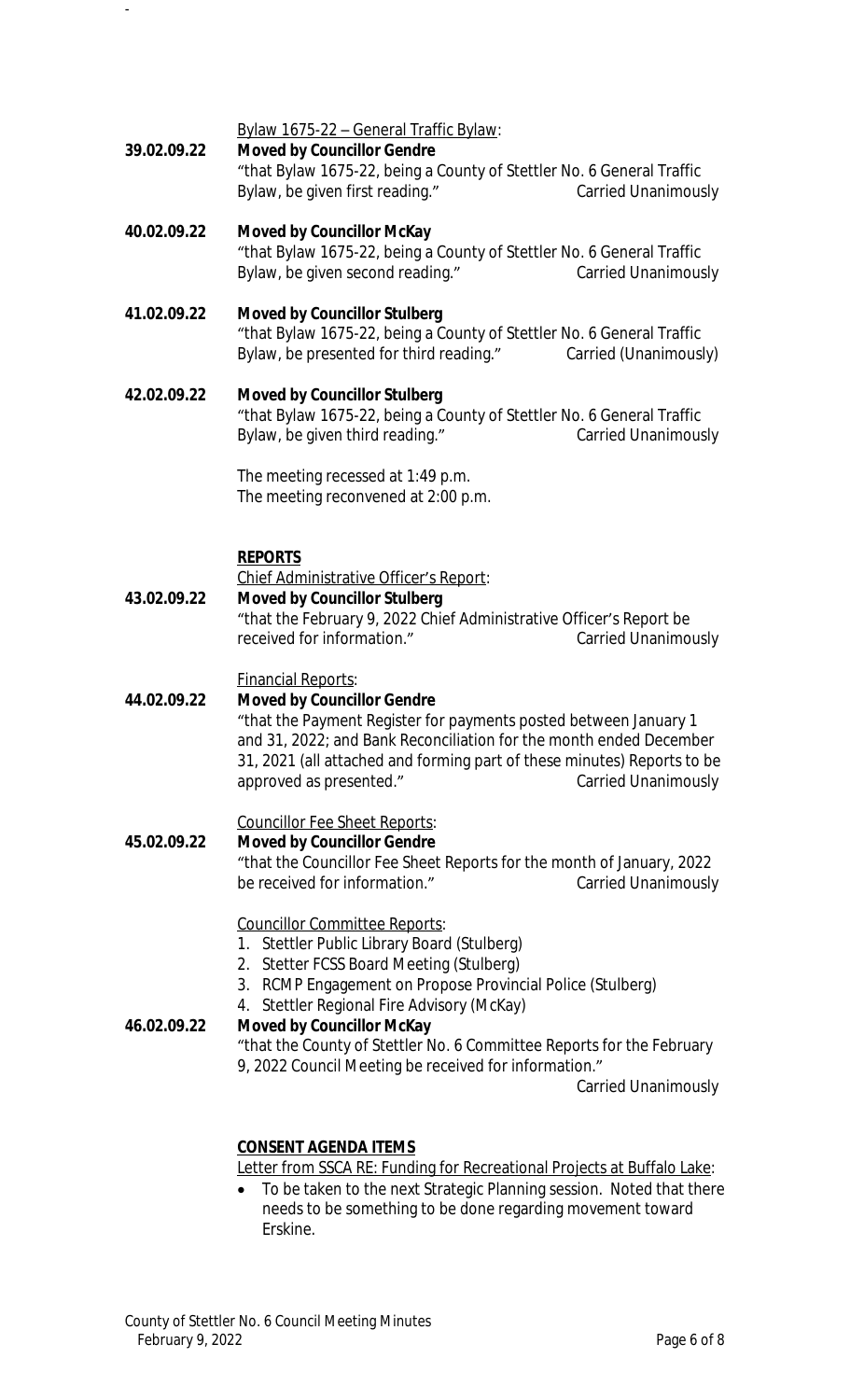Bylaw 1675-22 – General Traffic Bylaw:

**39.02.09.22** **Moved by Councillor Gendre**
"that Bylaw 1675-22, being a County of Stettler No. 6 General Traffic Bylaw, be given first reading." Carried Unanimously

**40.02.09.22** **Moved by Councillor McKay**
"that Bylaw 1675-22, being a County of Stettler No. 6 General Traffic Bylaw, be given second reading." Carried Unanimously

**41.02.09.22** **Moved by Councillor Stulberg**
"that Bylaw 1675-22, being a County of Stettler No. 6 General Traffic Bylaw, be presented for third reading." Carried (Unanimously)

**42.02.09.22** **Moved by Councillor Stulberg**
"that Bylaw 1675-22, being a County of Stettler No. 6 General Traffic Bylaw, be given third reading." Carried Unanimously

The meeting recessed at 1:49 p.m.
The meeting reconvened at 2:00 p.m.

**REPORTS**

Chief Administrative Officer's Report:

**43.02.09.22** **Moved by Councillor Stulberg**
"that the February 9, 2022 Chief Administrative Officer's Report be received for information." Carried Unanimously

Financial Reports:

**44.02.09.22** **Moved by Councillor Gendre**
"that the Payment Register for payments posted between January 1 and 31, 2022; and Bank Reconciliation for the month ended December 31, 2021 (all attached and forming part of these minutes) Reports to be approved as presented." Carried Unanimously

Councillor Fee Sheet Reports:

**45.02.09.22** **Moved by Councillor Gendre**
"that the Councillor Fee Sheet Reports for the month of January, 2022 be received for information." Carried Unanimously

Councillor Committee Reports:

1. Stettler Public Library Board (Stulberg)
2. Stetter FCSS Board Meeting (Stulberg)
3. RCMP Engagement on Propose Provincial Police (Stulberg)
4. Stettler Regional Fire Advisory (McKay)

**46.02.09.22** **Moved by Councillor McKay**
"that the County of Stettler No. 6 Committee Reports for the February 9, 2022 Council Meeting be received for information."
Carried Unanimously

**CONSENT AGENDA ITEMS**

Letter from SSCA RE: Funding for Recreational Projects at Buffalo Lake:

- To be taken to the next Strategic Planning session. Noted that there needs to be something to be done regarding movement toward Erskine.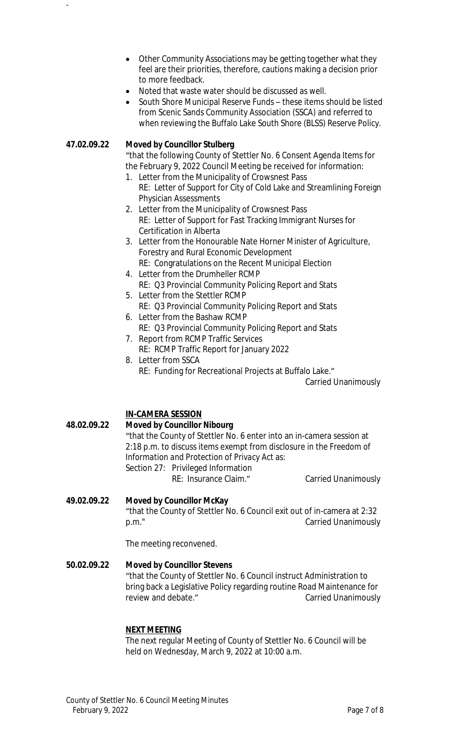- Other Community Associations may be getting together what they feel are their priorities, therefore, cautions making a decision prior to more feedback.
- Noted that waste water should be discussed as well.
- South Shore Municipal Reserve Funds – these items should be listed from Scenic Sands Community Association (SSCA) and referred to when reviewing the Buffalo Lake South Shore (BLSS) Reserve Policy.

**47.02.09.22** **Moved by Councillor Stulberg**

"that the following County of Stettler No. 6 Consent Agenda Items for the February 9, 2022 Council Meeting be received for information:

1. Letter from the Municipality of Crowsnest Pass
   RE: Letter of Support for City of Cold Lake and Streamlining Foreign Physician Assessments
2. Letter from the Municipality of Crowsnest Pass
   RE: Letter of Support for Fast Tracking Immigrant Nurses for Certification in Alberta
3. Letter from the Honourable Nate Horner Minister of Agriculture, Forestry and Rural Economic Development
   RE: Congratulations on the Recent Municipal Election
4. Letter from the Drumheller RCMP
   RE: Q3 Provincial Community Policing Report and Stats
5. Letter from the Stettler RCMP
   RE: Q3 Provincial Community Policing Report and Stats
6. Letter from the Bashaw RCMP
   RE: Q3 Provincial Community Policing Report and Stats
7. Report from RCMP Traffic Services
   RE: RCMP Traffic Report for January 2022
8. Letter from SSCA
   RE: Funding for Recreational Projects at Buffalo Lake."

Carried Unanimously

**IN-CAMERA SESSION**

**48.02.09.22** **Moved by Councillor Nibourg**

"that the County of Stettler No. 6 enter into an in-camera session at 2:18 p.m. to discuss items exempt from disclosure in the Freedom of Information and Protection of Privacy Act as:
Section 27: Privileged Information
RE: Insurance Claim."

Carried Unanimously

**49.02.09.22** **Moved by Councillor McKay**

"that the County of Stettler No. 6 Council exit out of in-camera at 2:32 p.m."

Carried Unanimously

The meeting reconvened.

**50.02.09.22** **Moved by Councillor Stevens**

"that the County of Stettler No. 6 Council instruct Administration to bring back a Legislative Policy regarding routine Road Maintenance for review and debate."

Carried Unanimously

**NEXT MEETING**

The next regular Meeting of County of Stettler No. 6 Council will be held on Wednesday, March 9, 2022 at 10:00 a.m.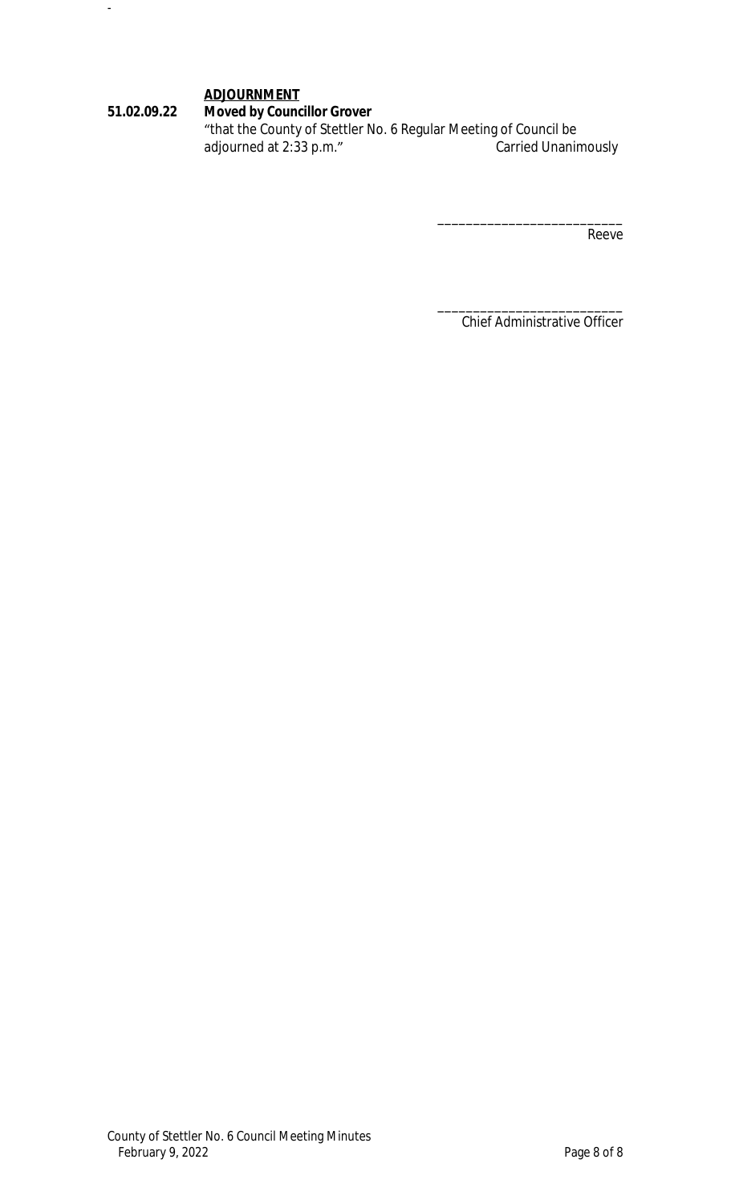**ADJOURNMENT**

**51.02.09.22** **Moved by Councillor Grover**
"that the County of Stettler No. 6 Regular Meeting of Council be adjourned at 2:33 p.m." Carried Unanimously

\_\_\_\_\_\_\_\_\_\_\_\_\_\_\_\_\_\_\_\_\_\_\_\_\_\_
Reeve

\_\_\_\_\_\_\_\_\_\_\_\_\_\_\_\_\_\_\_\_\_\_\_\_\_\_
Chief Administrative Officer